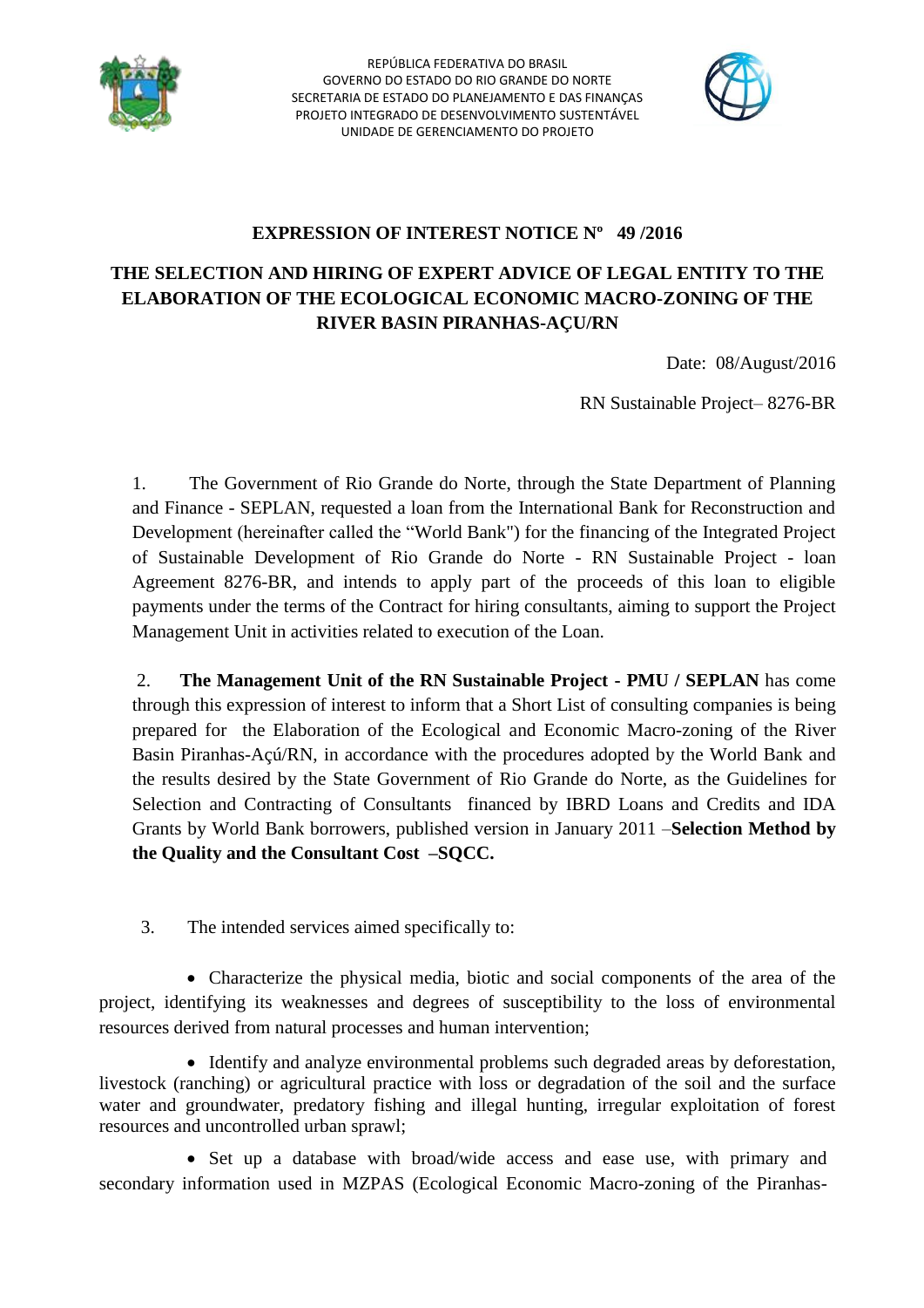REPÚBLICA FEDERATIVA DO BRASIL
GOVERNO DO ESTADO DO RIO GRANDE DO NORTE
SECRETARIA DE ESTADO DO PLANEJAMENTO E DAS FINANÇAS
PROJETO INTEGRADO DE DESENVOLVIMENTO SUSTENTÁVEL
UNIDADE DE GERENCIAMENTO DO PROJETO

# EXPRESSION OF INTEREST NOTICE Nº 49 /2016

## THE SELECTION AND HIRING OF EXPERT ADVICE OF LEGAL ENTITY TO THE ELABORATION OF THE ECOLOGICAL ECONOMIC MACRO-ZONING OF THE RIVER BASIN PIRANHAS-AÇU/RN

Date: 08/August/2016

RN Sustainable Project– 8276-BR

1. The Government of Rio Grande do Norte, through the State Department of Planning and Finance - SEPLAN, requested a loan from the International Bank for Reconstruction and Development (hereinafter called the "World Bank") for the financing of the Integrated Project of Sustainable Development of Rio Grande do Norte - RN Sustainable Project - loan Agreement 8276-BR, and intends to apply part of the proceeds of this loan to eligible payments under the terms of the Contract for hiring consultants, aiming to support the Project Management Unit in activities related to execution of the Loan.

2. **The Management Unit of the RN Sustainable Project - PMU / SEPLAN** has come through this expression of interest to inform that a Short List of consulting companies is being prepared for the Elaboration of the Ecological and Economic Macro-zoning of the River Basin Piranhas-Açú/RN, in accordance with the procedures adopted by the World Bank and the results desired by the State Government of Rio Grande do Norte, as the Guidelines for Selection and Contracting of Consultants financed by IBRD Loans and Credits and IDA Grants by World Bank borrowers, published version in January 2011 –**Selection Method by the Quality and the Consultant Cost –SQCC.**

3. The intended services aimed specifically to:

- Characterize the physical media, biotic and social components of the area of the project, identifying its weaknesses and degrees of susceptibility to the loss of environmental resources derived from natural processes and human intervention;
- Identify and analyze environmental problems such degraded areas by deforestation, livestock (ranching) or agricultural practice with loss or degradation of the soil and the surface water and groundwater, predatory fishing and illegal hunting, irregular exploitation of forest resources and uncontrolled urban sprawl;
- Set up a database with broad/wide access and ease use, with primary and secondary information used in MZPAS (Ecological Economic Macro-zoning of the Piranhas-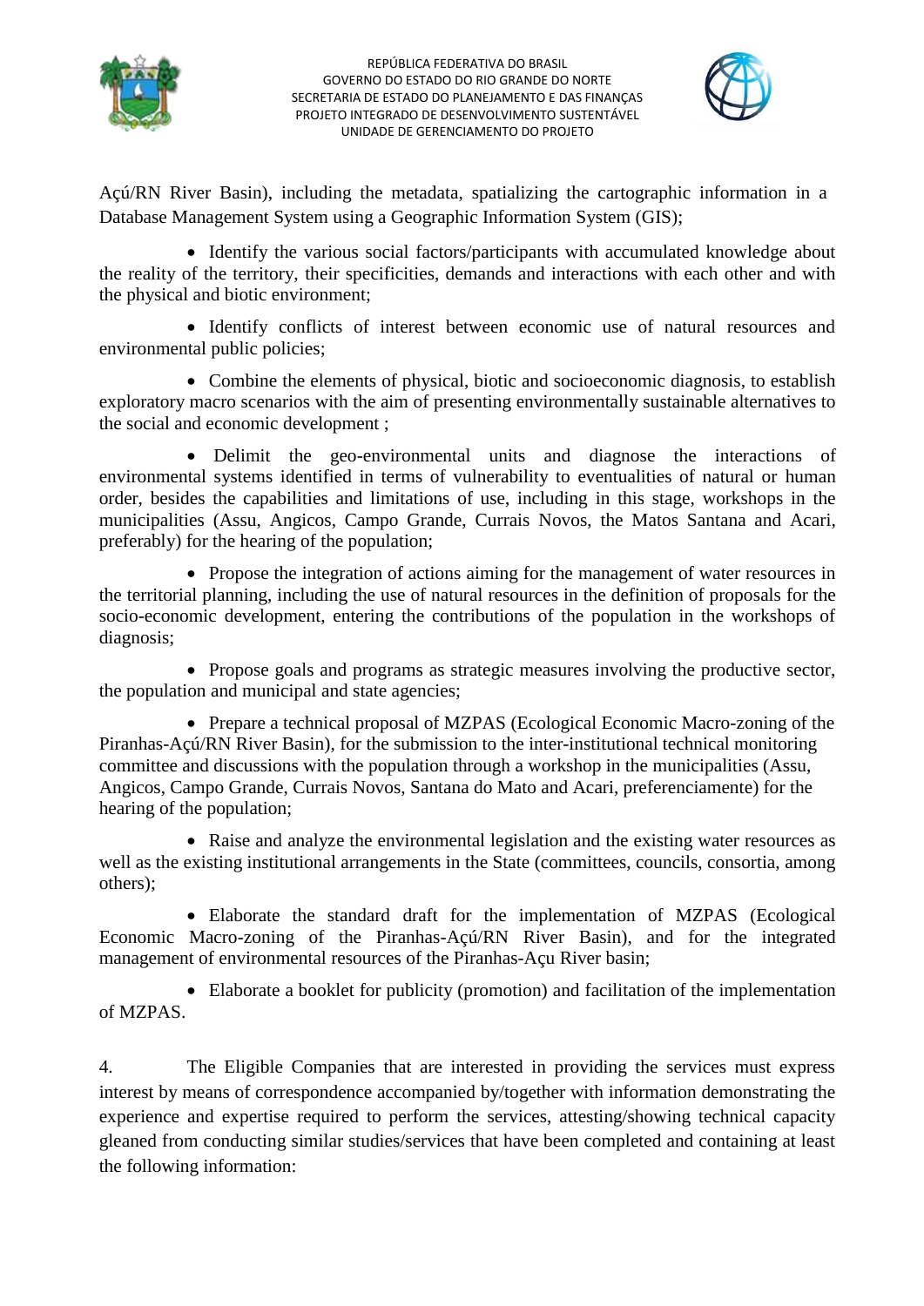Açú/RN River Basin), including the metadata, spatializing the cartographic information in a Database Management System using a Geographic Information System (GIS);

- Identify the various social factors/participants with accumulated knowledge about the reality of the territory, their specificities, demands and interactions with each other and with the physical and biotic environment;

- Identify conflicts of interest between economic use of natural resources and environmental public policies;

- Combine the elements of physical, biotic and socioeconomic diagnosis, to establish exploratory macro scenarios with the aim of presenting environmentally sustainable alternatives to the social and economic development ;

- Delimit the geo-environmental units and diagnose the interactions of environmental systems identified in terms of vulnerability to eventualities of natural or human order, besides the capabilities and limitations of use, including in this stage, workshops in the municipalities (Assu, Angicos, Campo Grande, Currais Novos, the Matos Santana and Acari, preferably) for the hearing of the population;

- Propose the integration of actions aiming for the management of water resources in the territorial planning, including the use of natural resources in the definition of proposals for the socio-economic development, entering the contributions of the population in the workshops of diagnosis;

- Propose goals and programs as strategic measures involving the productive sector, the population and municipal and state agencies;

- Prepare a technical proposal of MZPAS (Ecological Economic Macro-zoning of the Piranhas-Açú/RN River Basin), for the submission to the inter-institutional technical monitoring committee and discussions with the population through a workshop in the municipalities (Assu, Angicos, Campo Grande, Currais Novos, Santana do Mato and Acari, preferenciamente) for the hearing of the population;

- Raise and analyze the environmental legislation and the existing water resources as well as the existing institutional arrangements in the State (committees, councils, consortia, among others);

- Elaborate the standard draft for the implementation of MZPAS (Ecological Economic Macro-zoning of the Piranhas-Açú/RN River Basin), and for the integrated management of environmental resources of the Piranhas-Açu River basin;

- Elaborate a booklet for publicity (promotion) and facilitation of the implementation of MZPAS.

4. The Eligible Companies that are interested in providing the services must express interest by means of correspondence accompanied by/together with information demonstrating the experience and expertise required to perform the services, attesting/showing technical capacity gleaned from conducting similar studies/services that have been completed and containing at least the following information: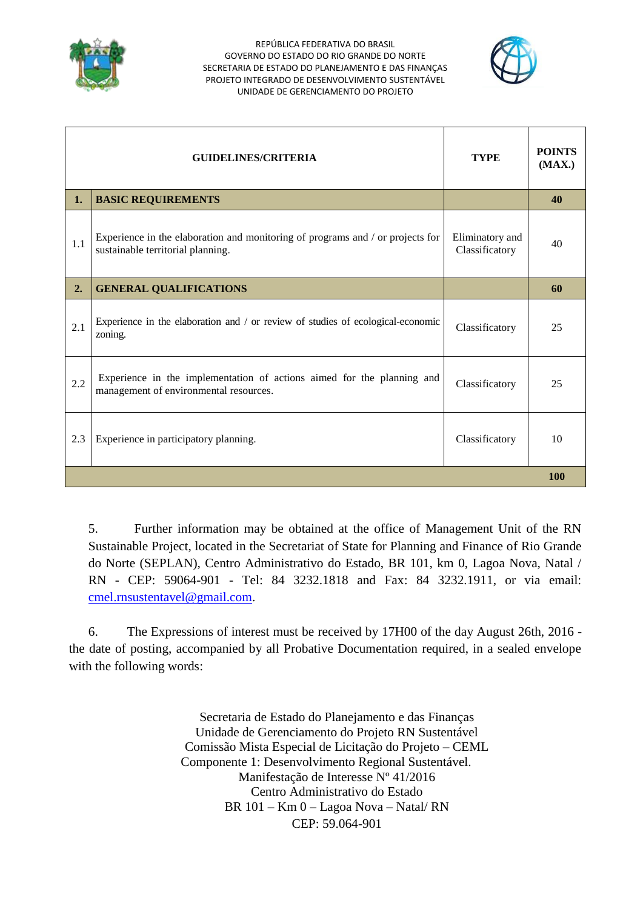| | GUIDELINES/CRITERIA | TYPE | POINTS (MAX.) |
|---|---|---|---|
| **1.** | **BASIC REQUIREMENTS** | | **40** |
| 1.1 | Experience in the elaboration and monitoring of programs and / or projects for sustainable territorial planning. | Eliminatory and Classificatory | 40 |
| **2.** | **GENERAL QUALIFICATIONS** | | **60** |
| 2.1 | Experience in the elaboration and / or review of studies of ecological-economic zoning. | Classificatory | 25 |
| 2.2 | Experience in the implementation of actions aimed for the planning and management of environmental resources. | Classificatory | 25 |
| 2.3 | Experience in participatory planning. | Classificatory | 10 |
| | | | **100** |

5. Further information may be obtained at the office of Management Unit of the RN Sustainable Project, located in the Secretariat of State for Planning and Finance of Rio Grande do Norte (SEPLAN), Centro Administrativo do Estado, BR 101, km 0, Lagoa Nova, Natal / RN - CEP: 59064-901 - Tel: 84 3232.1818 and Fax: 84 3232.1911, or via email: cmel.rnsustentavel@gmail.com.

6. The Expressions of interest must be received by 17H00 of the day August 26th, 2016 - the date of posting, accompanied by all Probative Documentation required, in a sealed envelope with the following words:

Secretaria de Estado do Planejamento e das Finanças
Unidade de Gerenciamento do Projeto RN Sustentável
Comissão Mista Especial de Licitação do Projeto – CEML
Componente 1: Desenvolvimento Regional Sustentável.
Manifestação de Interesse Nº 41/2016
Centro Administrativo do Estado
BR 101 – Km 0 – Lagoa Nova – Natal/ RN
CEP: 59.064-901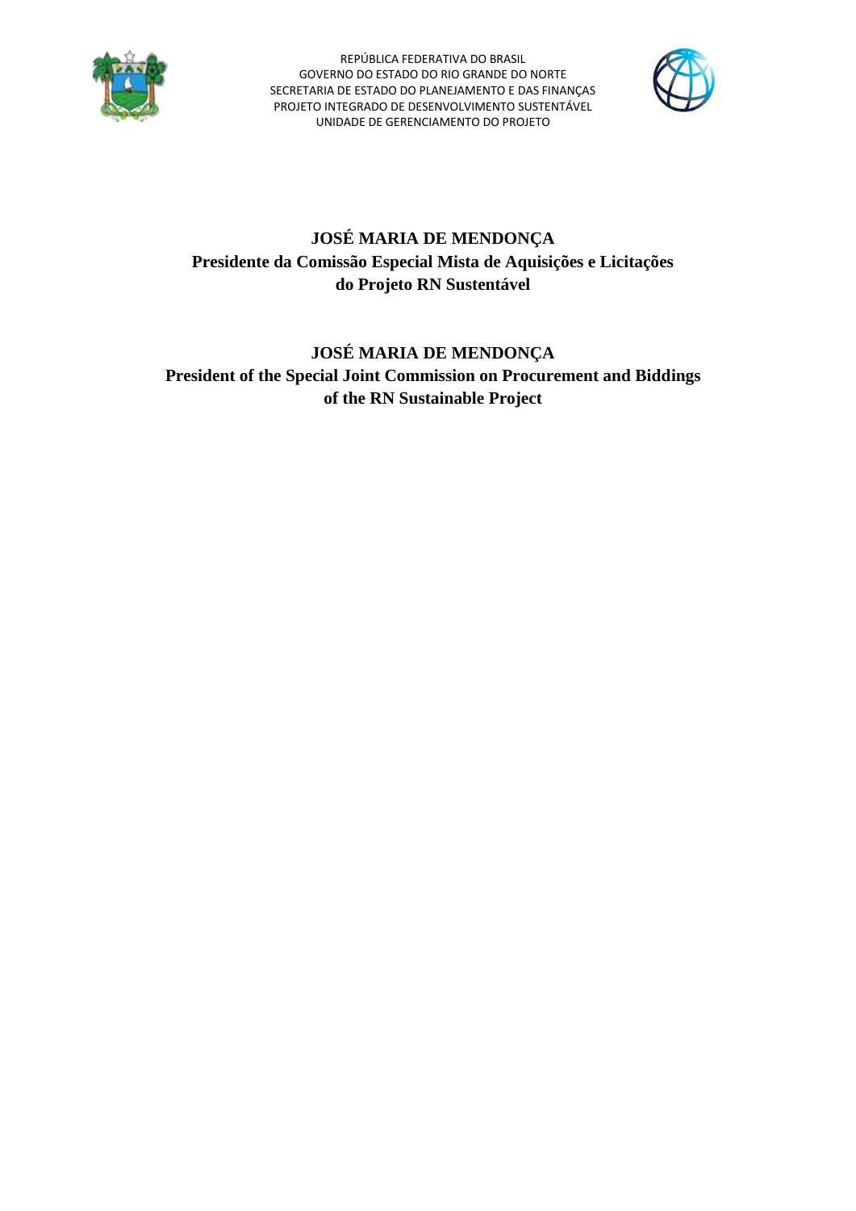REPÚBLICA FEDERATIVA DO BRASIL
GOVERNO DO ESTADO DO RIO GRANDE DO NORTE
SECRETARIA DE ESTADO DO PLANEJAMENTO E DAS FINANÇAS
PROJETO INTEGRADO DE DESENVOLVIMENTO SUSTENTÁVEL
UNIDADE DE GERENCIAMENTO DO PROJETO

**JOSÉ MARIA DE MENDONÇA**
**Presidente da Comissão Especial Mista de Aquisições e Licitações do Projeto RN Sustentável**

**JOSÉ MARIA DE MENDONÇA**
**President of the Special Joint Commission on Procurement and Biddings of the RN Sustainable Project**